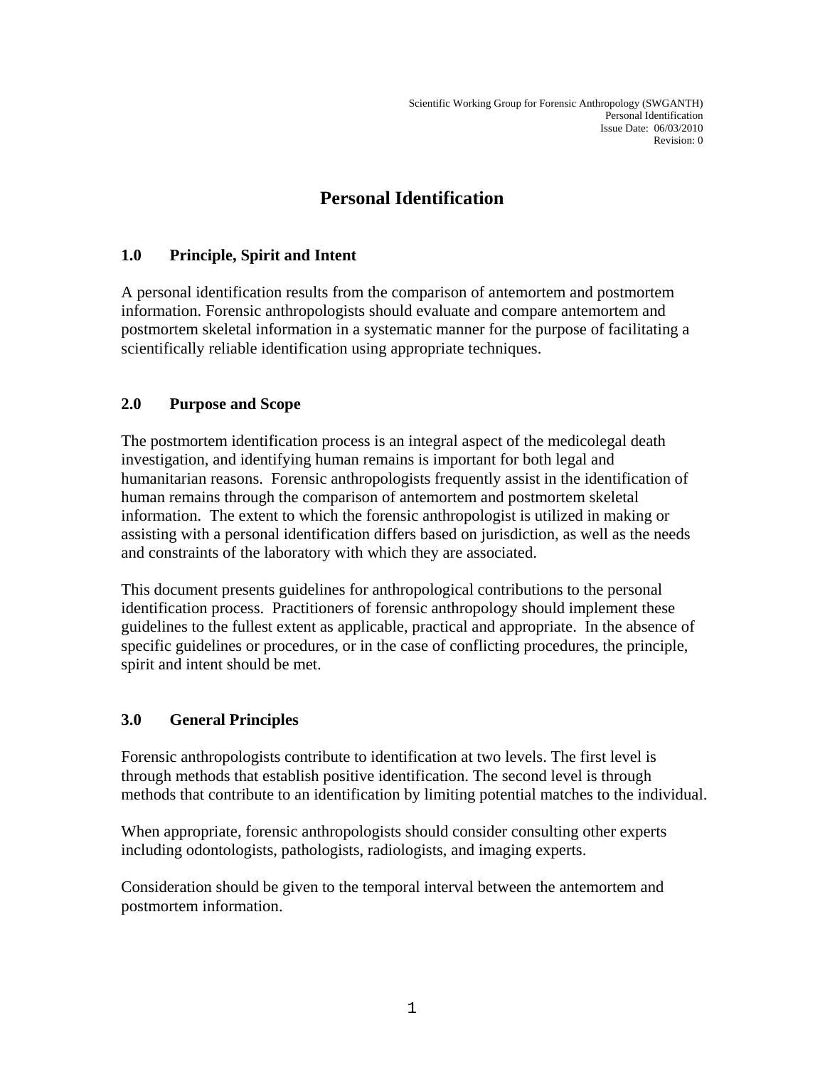# Personal Identification

## 1.0 Principle, Spirit and Intent

A personal identification results from the comparison of antemortem and postmortem information. Forensic anthropologists should evaluate and compare antemortem and postmortem skeletal information in a systematic manner for the purpose of facilitating a scientifically reliable identification using appropriate techniques.

## 2.0 Purpose and Scope

The postmortem identification process is an integral aspect of the medicolegal death investigation, and identifying human remains is important for both legal and humanitarian reasons. Forensic anthropologists frequently assist in the identification of human remains through the comparison of antemortem and postmortem skeletal information. The extent to which the forensic anthropologist is utilized in making or assisting with a personal identification differs based on jurisdiction, as well as the needs and constraints of the laboratory with which they are associated.

This document presents guidelines for anthropological contributions to the personal identification process. Practitioners of forensic anthropology should implement these guidelines to the fullest extent as applicable, practical and appropriate. In the absence of specific guidelines or procedures, or in the case of conflicting procedures, the principle, spirit and intent should be met.

## 3.0 General Principles

Forensic anthropologists contribute to identification at two levels. The first level is through methods that establish positive identification. The second level is through methods that contribute to an identification by limiting potential matches to the individual.

When appropriate, forensic anthropologists should consider consulting other experts including odontologists, pathologists, radiologists, and imaging experts.

Consideration should be given to the temporal interval between the antemortem and postmortem information.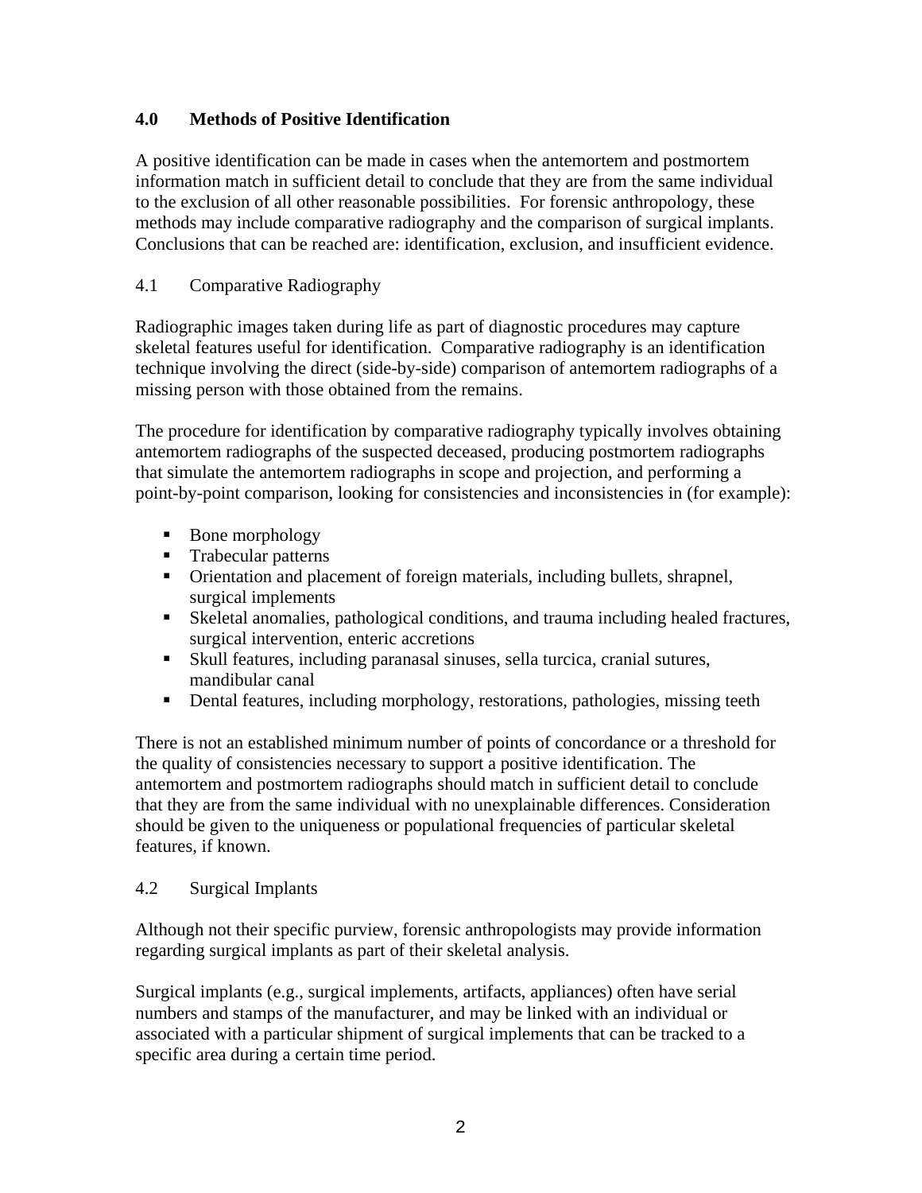## 4.0 Methods of Positive Identification

A positive identification can be made in cases when the antemortem and postmortem information match in sufficient detail to conclude that they are from the same individual to the exclusion of all other reasonable possibilities. For forensic anthropology, these methods may include comparative radiography and the comparison of surgical implants. Conclusions that can be reached are: identification, exclusion, and insufficient evidence.

### 4.1 Comparative Radiography

Radiographic images taken during life as part of diagnostic procedures may capture skeletal features useful for identification. Comparative radiography is an identification technique involving the direct (side-by-side) comparison of antemortem radiographs of a missing person with those obtained from the remains.

The procedure for identification by comparative radiography typically involves obtaining antemortem radiographs of the suspected deceased, producing postmortem radiographs that simulate the antemortem radiographs in scope and projection, and performing a point-by-point comparison, looking for consistencies and inconsistencies in (for example):

- Bone morphology
- Trabecular patterns
- Orientation and placement of foreign materials, including bullets, shrapnel, surgical implements
- Skeletal anomalies, pathological conditions, and trauma including healed fractures, surgical intervention, enteric accretions
- Skull features, including paranasal sinuses, sella turcica, cranial sutures, mandibular canal
- Dental features, including morphology, restorations, pathologies, missing teeth

There is not an established minimum number of points of concordance or a threshold for the quality of consistencies necessary to support a positive identification. The antemortem and postmortem radiographs should match in sufficient detail to conclude that they are from the same individual with no unexplainable differences. Consideration should be given to the uniqueness or populational frequencies of particular skeletal features, if known.

### 4.2 Surgical Implants

Although not their specific purview, forensic anthropologists may provide information regarding surgical implants as part of their skeletal analysis.

Surgical implants (e.g., surgical implements, artifacts, appliances) often have serial numbers and stamps of the manufacturer, and may be linked with an individual or associated with a particular shipment of surgical implements that can be tracked to a specific area during a certain time period.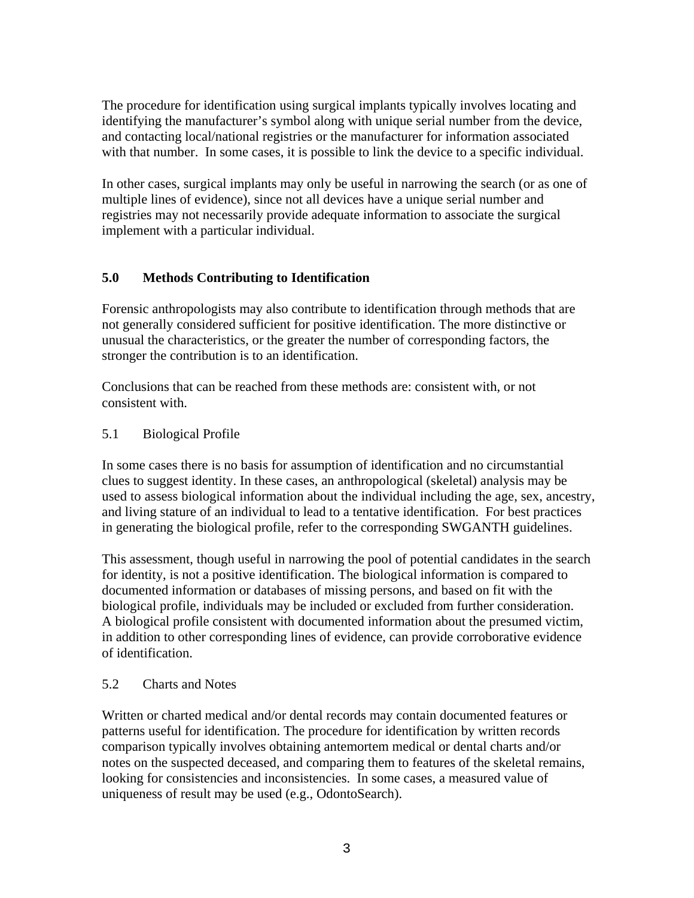The procedure for identification using surgical implants typically involves locating and identifying the manufacturer's symbol along with unique serial number from the device, and contacting local/national registries or the manufacturer for information associated with that number. In some cases, it is possible to link the device to a specific individual.

In other cases, surgical implants may only be useful in narrowing the search (or as one of multiple lines of evidence), since not all devices have a unique serial number and registries may not necessarily provide adequate information to associate the surgical implement with a particular individual.

## 5.0 Methods Contributing to Identification

Forensic anthropologists may also contribute to identification through methods that are not generally considered sufficient for positive identification. The more distinctive or unusual the characteristics, or the greater the number of corresponding factors, the stronger the contribution is to an identification.

Conclusions that can be reached from these methods are: consistent with, or not consistent with.

### 5.1 Biological Profile

In some cases there is no basis for assumption of identification and no circumstantial clues to suggest identity. In these cases, an anthropological (skeletal) analysis may be used to assess biological information about the individual including the age, sex, ancestry, and living stature of an individual to lead to a tentative identification. For best practices in generating the biological profile, refer to the corresponding SWGANTH guidelines.

This assessment, though useful in narrowing the pool of potential candidates in the search for identity, is not a positive identification. The biological information is compared to documented information or databases of missing persons, and based on fit with the biological profile, individuals may be included or excluded from further consideration. A biological profile consistent with documented information about the presumed victim, in addition to other corresponding lines of evidence, can provide corroborative evidence of identification.

### 5.2 Charts and Notes

Written or charted medical and/or dental records may contain documented features or patterns useful for identification. The procedure for identification by written records comparison typically involves obtaining antemortem medical or dental charts and/or notes on the suspected deceased, and comparing them to features of the skeletal remains, looking for consistencies and inconsistencies. In some cases, a measured value of uniqueness of result may be used (e.g., OdontoSearch).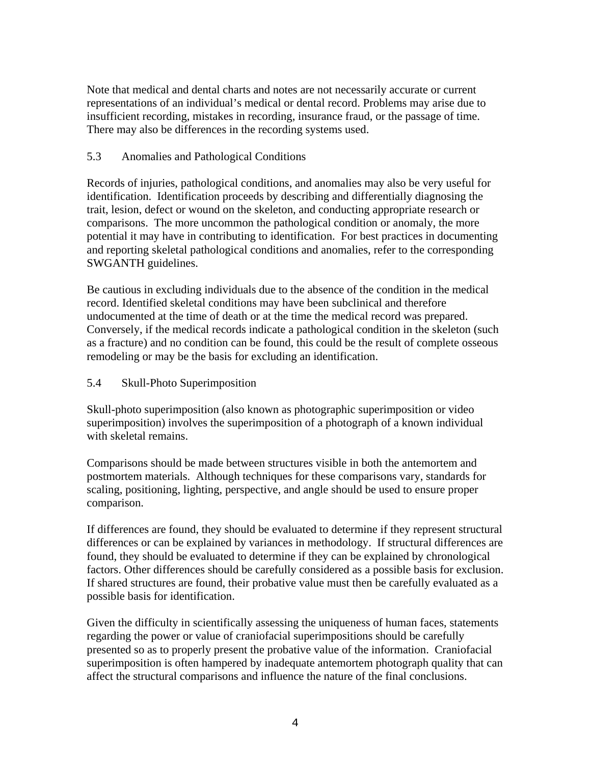Note that medical and dental charts and notes are not necessarily accurate or current representations of an individual's medical or dental record. Problems may arise due to insufficient recording, mistakes in recording, insurance fraud, or the passage of time. There may also be differences in the recording systems used.

### 5.3 Anomalies and Pathological Conditions

Records of injuries, pathological conditions, and anomalies may also be very useful for identification. Identification proceeds by describing and differentially diagnosing the trait, lesion, defect or wound on the skeleton, and conducting appropriate research or comparisons. The more uncommon the pathological condition or anomaly, the more potential it may have in contributing to identification. For best practices in documenting and reporting skeletal pathological conditions and anomalies, refer to the corresponding SWGANTH guidelines.

Be cautious in excluding individuals due to the absence of the condition in the medical record. Identified skeletal conditions may have been subclinical and therefore undocumented at the time of death or at the time the medical record was prepared. Conversely, if the medical records indicate a pathological condition in the skeleton (such as a fracture) and no condition can be found, this could be the result of complete osseous remodeling or may be the basis for excluding an identification.

### 5.4 Skull-Photo Superimposition

Skull-photo superimposition (also known as photographic superimposition or video superimposition) involves the superimposition of a photograph of a known individual with skeletal remains.

Comparisons should be made between structures visible in both the antemortem and postmortem materials. Although techniques for these comparisons vary, standards for scaling, positioning, lighting, perspective, and angle should be used to ensure proper comparison.

If differences are found, they should be evaluated to determine if they represent structural differences or can be explained by variances in methodology. If structural differences are found, they should be evaluated to determine if they can be explained by chronological factors. Other differences should be carefully considered as a possible basis for exclusion. If shared structures are found, their probative value must then be carefully evaluated as a possible basis for identification.

Given the difficulty in scientifically assessing the uniqueness of human faces, statements regarding the power or value of craniofacial superimpositions should be carefully presented so as to properly present the probative value of the information. Craniofacial superimposition is often hampered by inadequate antemortem photograph quality that can affect the structural comparisons and influence the nature of the final conclusions.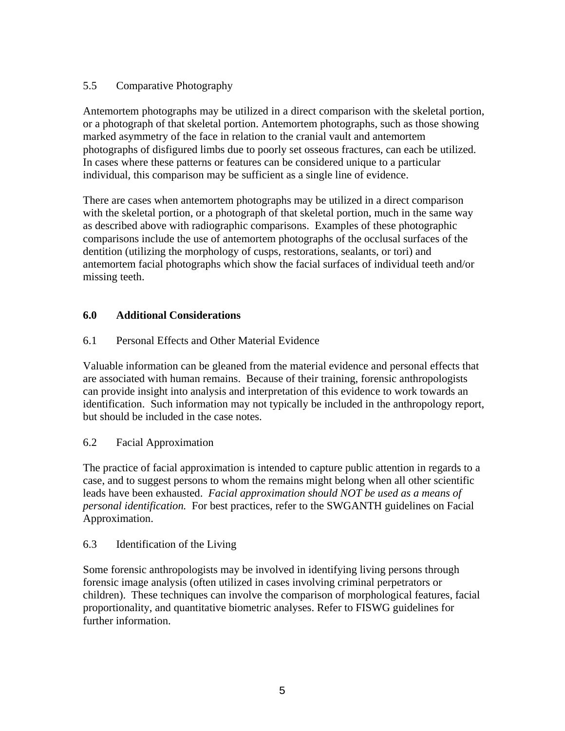### 5.5 Comparative Photography

Antemortem photographs may be utilized in a direct comparison with the skeletal portion, or a photograph of that skeletal portion. Antemortem photographs, such as those showing marked asymmetry of the face in relation to the cranial vault and antemortem photographs of disfigured limbs due to poorly set osseous fractures, can each be utilized. In cases where these patterns or features can be considered unique to a particular individual, this comparison may be sufficient as a single line of evidence.

There are cases when antemortem photographs may be utilized in a direct comparison with the skeletal portion, or a photograph of that skeletal portion, much in the same way as described above with radiographic comparisons. Examples of these photographic comparisons include the use of antemortem photographs of the occlusal surfaces of the dentition (utilizing the morphology of cusps, restorations, sealants, or tori) and antemortem facial photographs which show the facial surfaces of individual teeth and/or missing teeth.

## 6.0 Additional Considerations

### 6.1 Personal Effects and Other Material Evidence

Valuable information can be gleaned from the material evidence and personal effects that are associated with human remains. Because of their training, forensic anthropologists can provide insight into analysis and interpretation of this evidence to work towards an identification. Such information may not typically be included in the anthropology report, but should be included in the case notes.

### 6.2 Facial Approximation

The practice of facial approximation is intended to capture public attention in regards to a case, and to suggest persons to whom the remains might belong when all other scientific leads have been exhausted. *Facial approximation should NOT be used as a means of personal identification.* For best practices, refer to the SWGANTH guidelines on Facial Approximation.

### 6.3 Identification of the Living

Some forensic anthropologists may be involved in identifying living persons through forensic image analysis (often utilized in cases involving criminal perpetrators or children). These techniques can involve the comparison of morphological features, facial proportionality, and quantitative biometric analyses. Refer to FISWG guidelines for further information.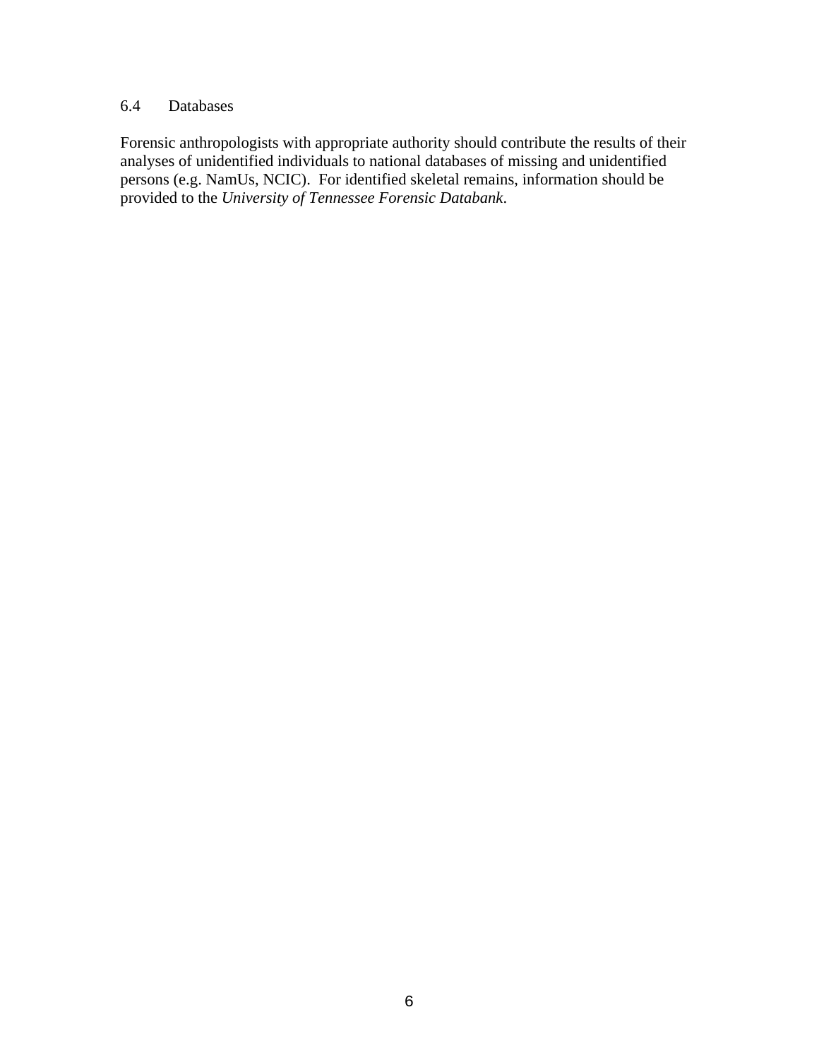### 6.4 Databases

Forensic anthropologists with appropriate authority should contribute the results of their analyses of unidentified individuals to national databases of missing and unidentified persons (e.g. NamUs, NCIC). For identified skeletal remains, information should be provided to the *University of Tennessee Forensic Databank*.